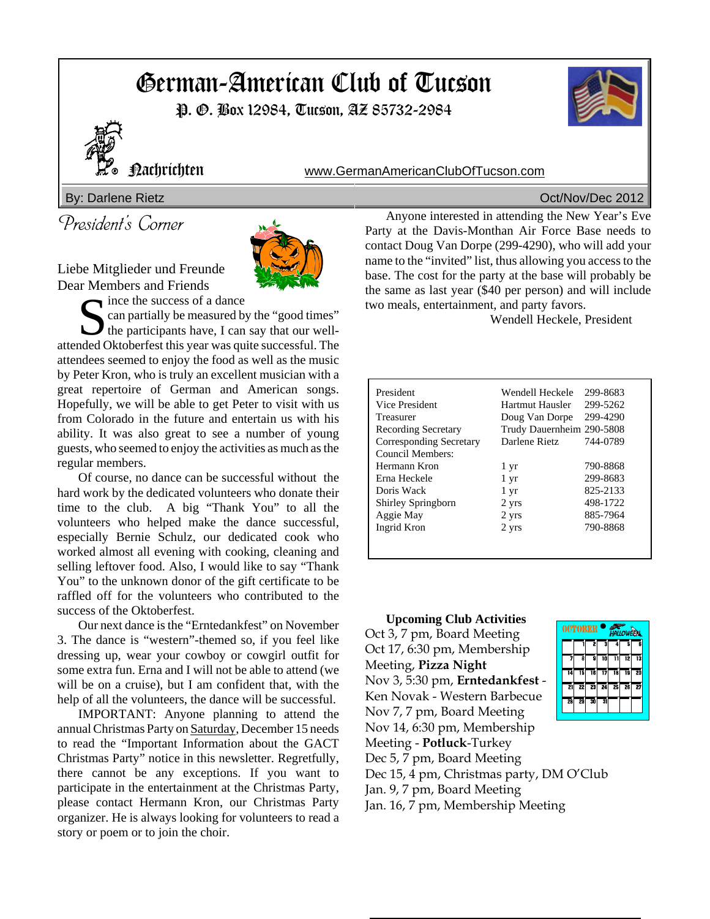# German-American Club of Tucson

P. O. Box 12984, Tucson, AZ 85732-2984

Nachrichten

www.GermanAmericanClubOfTucson.com

By: Darlene Rietz — Oct/Nov/Dec 2012

## President's Corner

Liebe Mitglieder und Freunde
Dear Members and Friends

Since the success of a dance can partially be measured by the "good times" the participants have, I can say that our well-attended Oktoberfest this year was quite successful. The attendees seemed to enjoy the food as well as the music by Peter Kron, who is truly an excellent musician with a great repertoire of German and American songs. Hopefully, we will be able to get Peter to visit with us from Colorado in the future and entertain us with his ability. It was also great to see a number of young guests, who seemed to enjoy the activities as much as the regular members.

Of course, no dance can be successful without the hard work by the dedicated volunteers who donate their time to the club. A big "Thank You" to all the volunteers who helped make the dance successful, especially Bernie Schulz, our dedicated cook who worked almost all evening with cooking, cleaning and selling leftover food. Also, I would like to say "Thank You" to the unknown donor of the gift certificate to be raffled off for the volunteers who contributed to the success of the Oktoberfest.

Our next dance is the "Erntedankfest" on November 3. The dance is "western"-themed so, if you feel like dressing up, wear your cowboy or cowgirl outfit for some extra fun. Erna and I will not be able to attend (we will be on a cruise), but I am confident that, with the help of all the volunteers, the dance will be successful.

IMPORTANT: Anyone planning to attend the annual Christmas Party on Saturday, December 15 needs to read the "Important Information about the GACT Christmas Party" notice in this newsletter. Regretfully, there cannot be any exceptions. If you want to participate in the entertainment at the Christmas Party, please contact Hermann Kron, our Christmas Party organizer. He is always looking for volunteers to read a story or poem or to join the choir.

Anyone interested in attending the New Year's Eve Party at the Davis-Monthan Air Force Base needs to contact Doug Van Dorpe (299-4290), who will add your name to the "invited" list, thus allowing you access to the base. The cost for the party at the base will probably be the same as last year ($40 per person) and will include two meals, entertainment, and party favors.

Wendell Heckele, President

| | | |
|---|---|---|
| President | Wendell Heckele | 299-8683 |
| Vice President | Hartmut Hausler | 299-5262 |
| Treasurer | Doug Van Dorpe | 299-4290 |
| Recording Secretary | Trudy Dauernheim | 290-5808 |
| Corresponding Secretary | Darlene Rietz | 744-0789 |
| Council Members: | | |
| Hermann Kron | 1 yr | 790-8868 |
| Erna Heckele | 1 yr | 299-8683 |
| Doris Wack | 1 yr | 825-2133 |
| Shirley Springborn | 2 yrs | 498-1722 |
| Aggie May | 2 yrs | 885-7964 |
| Ingrid Kron | 2 yrs | 790-8868 |

### Upcoming Club Activities

Oct 3, 7 pm, Board Meeting
Oct 17, 6:30 pm, Membership Meeting, **Pizza Night**
Nov 3, 5:30 pm, **Erntedankfest** - Ken Novak - Western Barbecue
Nov 7, 7 pm, Board Meeting
Nov 14, 6:30 pm, Membership Meeting - **Potluck**-Turkey
Dec 5, 7 pm, Board Meeting
Dec 15, 4 pm, Christmas party, DM O'Club
Jan. 9, 7 pm, Board Meeting
Jan. 16, 7 pm, Membership Meeting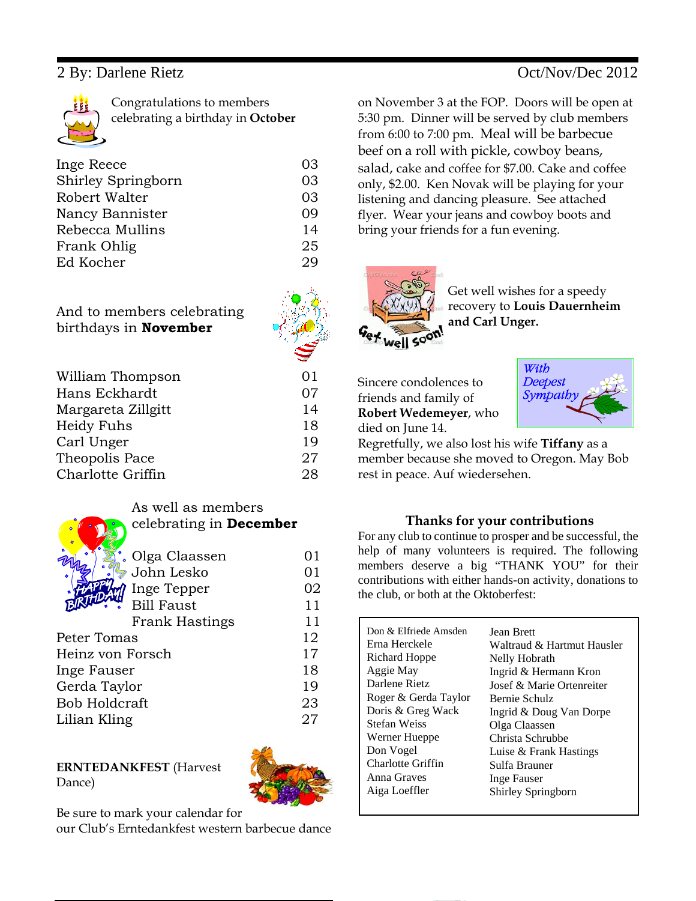Congratulations to members celebrating a birthday in **October**

| | |
|---|---|
| Inge Reece | 03 |
| Shirley Springborn | 03 |
| Robert Walter | 03 |
| Nancy Bannister | 09 |
| Rebecca Mullins | 14 |
| Frank Ohlig | 25 |
| Ed Kocher | 29 |

And to members celebrating birthdays in **November**

| | |
|---|---|
| William Thompson | 01 |
| Hans Eckhardt | 07 |
| Margareta Zillgitt | 14 |
| Heidy Fuhs | 18 |
| Carl Unger | 19 |
| Theopolis Pace | 27 |
| Charlotte Griffin | 28 |

As well as members celebrating in **December**

| | |
|---|---|
| Olga Claassen | 01 |
| John Lesko | 01 |
| Inge Tepper | 02 |
| Bill Faust | 11 |
| Frank Hastings | 11 |
| Peter Tomas | 12 |
| Heinz von Forsch | 17 |
| Inge Fauser | 18 |
| Gerda Taylor | 19 |
| Bob Holdcraft | 23 |
| Lilian Kling | 27 |

**ERNTEDANKFEST** (Harvest Dance)

Be sure to mark your calendar for our Club's Erntedankfest western barbecue dance on November 3 at the FOP. Doors will be open at 5:30 pm. Dinner will be served by club members from 6:00 to 7:00 pm. Meal will be barbecue beef on a roll with pickle, cowboy beans, salad, cake and coffee for $7.00. Cake and coffee only, $2.00. Ken Novak will be playing for your listening and dancing pleasure. See attached flyer. Wear your jeans and cowboy boots and bring your friends for a fun evening.

Get well wishes for a speedy recovery to **Louis Dauernheim and Carl Unger.**

Sincere condolences to friends and family of **Robert Wedemeyer**, who died on June 14. Regretfully, we also lost his wife **Tiffany** as a member because she moved to Oregon. May Bob rest in peace. Auf wiedersehen.

### Thanks for your contributions

For any club to continue to prosper and be successful, the help of many volunteers is required. The following members deserve a big "THANK YOU" for their contributions with either hands-on activity, donations to the club, or both at the Oktoberfest:

| | |
|---|---|
| Don & Elfriede Amsden | Jean Brett |
| Erna Herckele | Waltraud & Hartmut Hausler |
| Richard Hoppe | Nelly Hobrath |
| Aggie May | Ingrid & Hermann Kron |
| Darlene Rietz | Josef & Marie Ortenreiter |
| Roger & Gerda Taylor | Bernie Schulz |
| Doris & Greg Wack | Ingrid & Doug Van Dorpe |
| Stefan Weiss | Olga Claassen |
| Werner Hueppe | Christa Schrubbe |
| Don Vogel | Luise & Frank Hastings |
| Charlotte Griffin | Sulfa Brauner |
| Anna Graves | Inge Fauser |
| Aiga Loeffler | Shirley Springborn |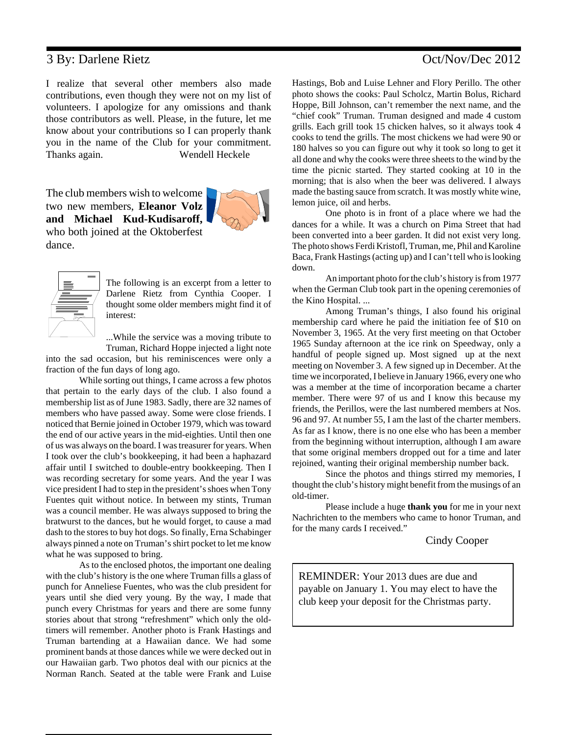I realize that several other members also made contributions, even though they were not on my list of volunteers. I apologize for any omissions and thank those contributors as well. Please, in the future, let me know about your contributions so I can properly thank you in the name of the Club for your commitment. Thanks again. Wendell Heckele

The club members wish to welcome two new members, **Eleanor Volz and Michael Kud-Kudisaroff,** who both joined at the Oktoberfest dance.

The following is an excerpt from a letter to Darlene Rietz from Cynthia Cooper. I thought some older members might find it of interest:

...While the service was a moving tribute to Truman, Richard Hoppe injected a light note into the sad occasion, but his reminiscences were only a fraction of the fun days of long ago.

While sorting out things, I came across a few photos that pertain to the early days of the club. I also found a membership list as of June 1983. Sadly, there are 32 names of members who have passed away. Some were close friends. I noticed that Bernie joined in October 1979, which was toward the end of our active years in the mid-eighties. Until then one of us was always on the board. I was treasurer for years. When I took over the club's bookkeeping, it had been a haphazard affair until I switched to double-entry bookkeeping. Then I was recording secretary for some years. And the year I was vice president I had to step in the president's shoes when Tony Fuentes quit without notice. In between my stints, Truman was a council member. He was always supposed to bring the bratwurst to the dances, but he would forget, to cause a mad dash to the stores to buy hot dogs. So finally, Erna Schabinger always pinned a note on Truman's shirt pocket to let me know what he was supposed to bring.

As to the enclosed photos, the important one dealing with the club's history is the one where Truman fills a glass of punch for Anneliese Fuentes, who was the club president for years until she died very young. By the way, I made that punch every Christmas for years and there are some funny stories about that strong "refreshment" which only the old-timers will remember. Another photo is Frank Hastings and Truman bartending at a Hawaiian dance. We had some prominent bands at those dances while we were decked out in our Hawaiian garb. Two photos deal with our picnics at the Norman Ranch. Seated at the table were Frank and Luise Hastings, Bob and Luise Lehner and Flory Perillo. The other photo shows the cooks: Paul Scholcz, Martin Bolus, Richard Hoppe, Bill Johnson, can't remember the next name, and the "chief cook" Truman. Truman designed and made 4 custom grills. Each grill took 15 chicken halves, so it always took 4 cooks to tend the grills. The most chickens we had were 90 or 180 halves so you can figure out why it took so long to get it all done and why the cooks were three sheets to the wind by the time the picnic started. They started cooking at 10 in the morning; that is also when the beer was delivered. I always made the basting sauce from scratch. It was mostly white wine, lemon juice, oil and herbs.

One photo is in front of a place where we had the dances for a while. It was a church on Pima Street that had been converted into a beer garden. It did not exist very long. The photo shows Ferdi Kristofl, Truman, me, Phil and Karoline Baca, Frank Hastings (acting up) and I can't tell who is looking down.

An important photo for the club's history is from 1977 when the German Club took part in the opening ceremonies of the Kino Hospital. ...

Among Truman's things, I also found his original membership card where he paid the initiation fee of $10 on November 3, 1965. At the very first meeting on that October 1965 Sunday afternoon at the ice rink on Speedway, only a handful of people signed up. Most signed up at the next meeting on November 3. A few signed up in December. At the time we incorporated, I believe in January 1966, every one who was a member at the time of incorporation became a charter member. There were 97 of us and I know this because my friends, the Perillos, were the last numbered members at Nos. 96 and 97. At number 55, I am the last of the charter members. As far as I know, there is no one else who has been a member from the beginning without interruption, although I am aware that some original members dropped out for a time and later rejoined, wanting their original membership number back.

Since the photos and things stirred my memories, I thought the club's history might benefit from the musings of an old-timer.

Please include a huge **thank you** for me in your next Nachrichten to the members who came to honor Truman, and for the many cards I received."

Cindy Cooper

REMINDER: Your 2013 dues are due and payable on January 1. You may elect to have the club keep your deposit for the Christmas party.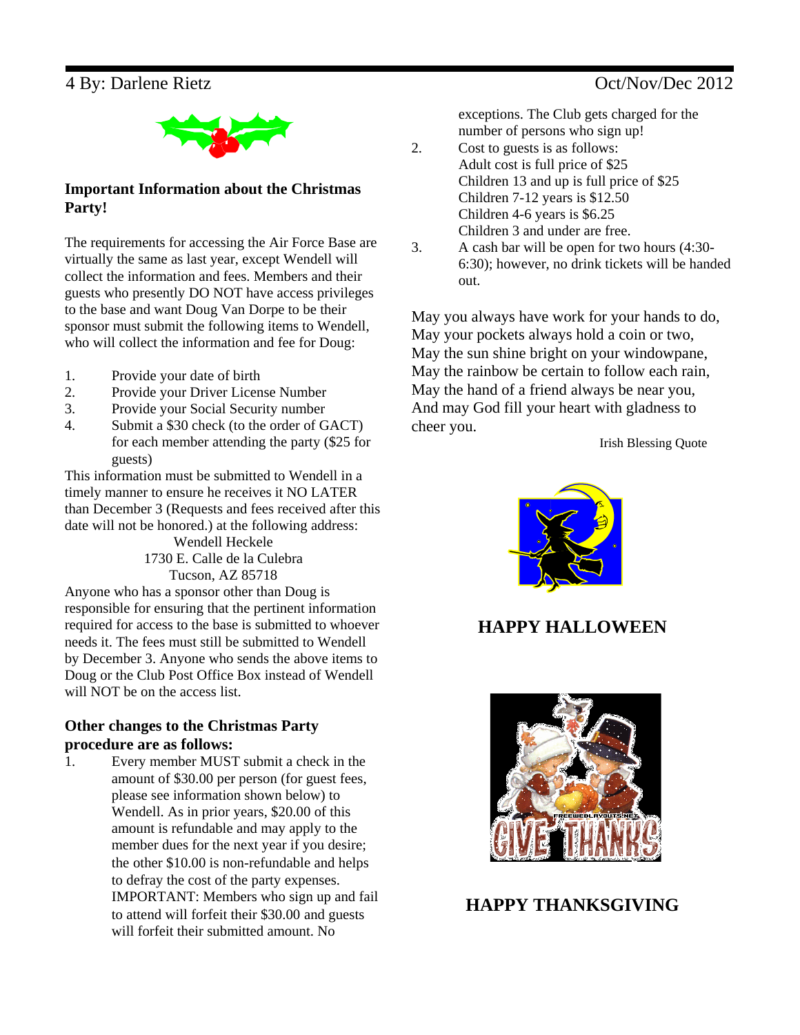## Important Information about the Christmas Party!

The requirements for accessing the Air Force Base are virtually the same as last year, except Wendell will collect the information and fees. Members and their guests who presently DO NOT have access privileges to the base and want Doug Van Dorpe to be their sponsor must submit the following items to Wendell, who will collect the information and fee for Doug:

1. Provide your date of birth
2. Provide your Driver License Number
3. Provide your Social Security number
4. Submit a $30 check (to the order of GACT) for each member attending the party ($25 for guests)

This information must be submitted to Wendell in a timely manner to ensure he receives it NO LATER than December 3 (Requests and fees received after this date will not be honored.) at the following address:

Wendell Heckele
1730 E. Calle de la Culebra
Tucson, AZ 85718

Anyone who has a sponsor other than Doug is responsible for ensuring that the pertinent information required for access to the base is submitted to whoever needs it. The fees must still be submitted to Wendell by December 3. Anyone who sends the above items to Doug or the Club Post Office Box instead of Wendell will NOT be on the access list.

## Other changes to the Christmas Party procedure are as follows:

1. Every member MUST submit a check in the amount of $30.00 per person (for guest fees, please see information shown below) to Wendell. As in prior years, $20.00 of this amount is refundable and may apply to the member dues for the next year if you desire; the other $10.00 is non-refundable and helps to defray the cost of the party expenses. IMPORTANT: Members who sign up and fail to attend will forfeit their $30.00 and guests will forfeit their submitted amount. No exceptions. The Club gets charged for the number of persons who sign up!
2. Cost to guests is as follows:
   Adult cost is full price of $25
   Children 13 and up is full price of $25
   Children 7-12 years is $12.50
   Children 4-6 years is $6.25
   Children 3 and under are free.
3. A cash bar will be open for two hours (4:30-6:30); however, no drink tickets will be handed out.

May you always have work for your hands to do,
May your pockets always hold a coin or two,
May the sun shine bright on your windowpane,
May the rainbow be certain to follow each rain,
May the hand of a friend always be near you,
And may God fill your heart with gladness to cheer you.

Irish Blessing Quote

## HAPPY HALLOWEEN

## HAPPY THANKSGIVING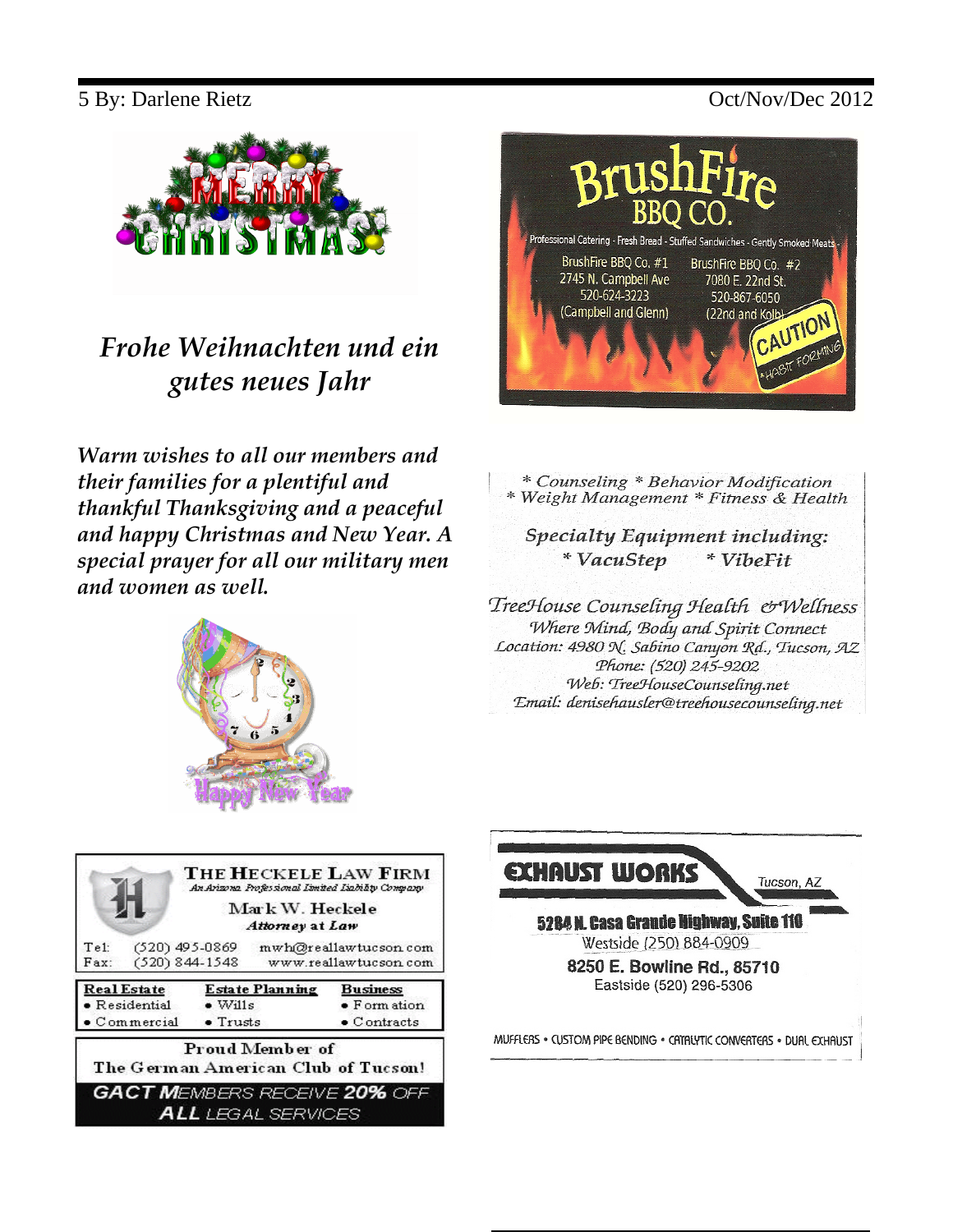MERRY CHRISTMAS!

*Frohe Weihnachten und ein gutes neues Jahr*

***Warm wishes to all our members and their families for a plentiful and thankful Thanksgiving and a peaceful and happy Christmas and New Year. A special prayer for all our military men and women as well.***

Happy New Year

# BrushFire BBQ CO.

Professional Catering - Fresh Bread - Stuffed Sandwiches - Gently Smoked Meats -

BrushFire BBQ Co. #1
2745 N. Campbell Ave
520-624-3223
(Campbell and Glenn)

BrushFire BBQ Co. #2
7080 E. 22nd St.
520-867-6050
(22nd and Kolb)

CAUTION *HABIT FORMING

---

*\* Counseling \* Behavior Modification*
*\* Weight Management \* Fitness & Health*

***Specialty Equipment including:***
***\* VacuStep \* VibeFit***

*TreeHouse Counseling Health & Wellness*
*Where Mind, Body and Spirit Connect*
*Location: 4980 N. Sabino Canyon Rd., Tucson, AZ*
*Phone: (520) 245-9202*
*Web: TreeHouseCounseling.net*
*Email: denisehausler@treehousecounseling.net*

---

**THE HECKELE LAW FIRM**
*An Arizona Professional Limited Liability Company*

Mark W. Heckele
***Attorney at Law***

Tel: (520) 495-0869 mwh@reallawtucson.com
Fax: (520) 844-1548 www.reallawtucson.com

| Real Estate | Estate Planning | Business |
|---|---|---|
| • Residential | • Wills | • Formation |
| • Commercial | • Trusts | • Contracts |

Proud Member of
The German American Club of Tucson!

***GACT MEMBERS RECEIVE 20% OFF ALL LEGAL SERVICES***

---

**EXHAUST WORKS** Tucson, AZ

**5284 N. Casa Grande Highway, Suite 110**
Westside (250) 884-0909

**8250 E. Bowline Rd., 85710**
Eastside (520) 296-5306

MUFFLERS • CUSTOM PIPE BENDING • CATALYTIC CONVERTERS • DUAL EXHAUST